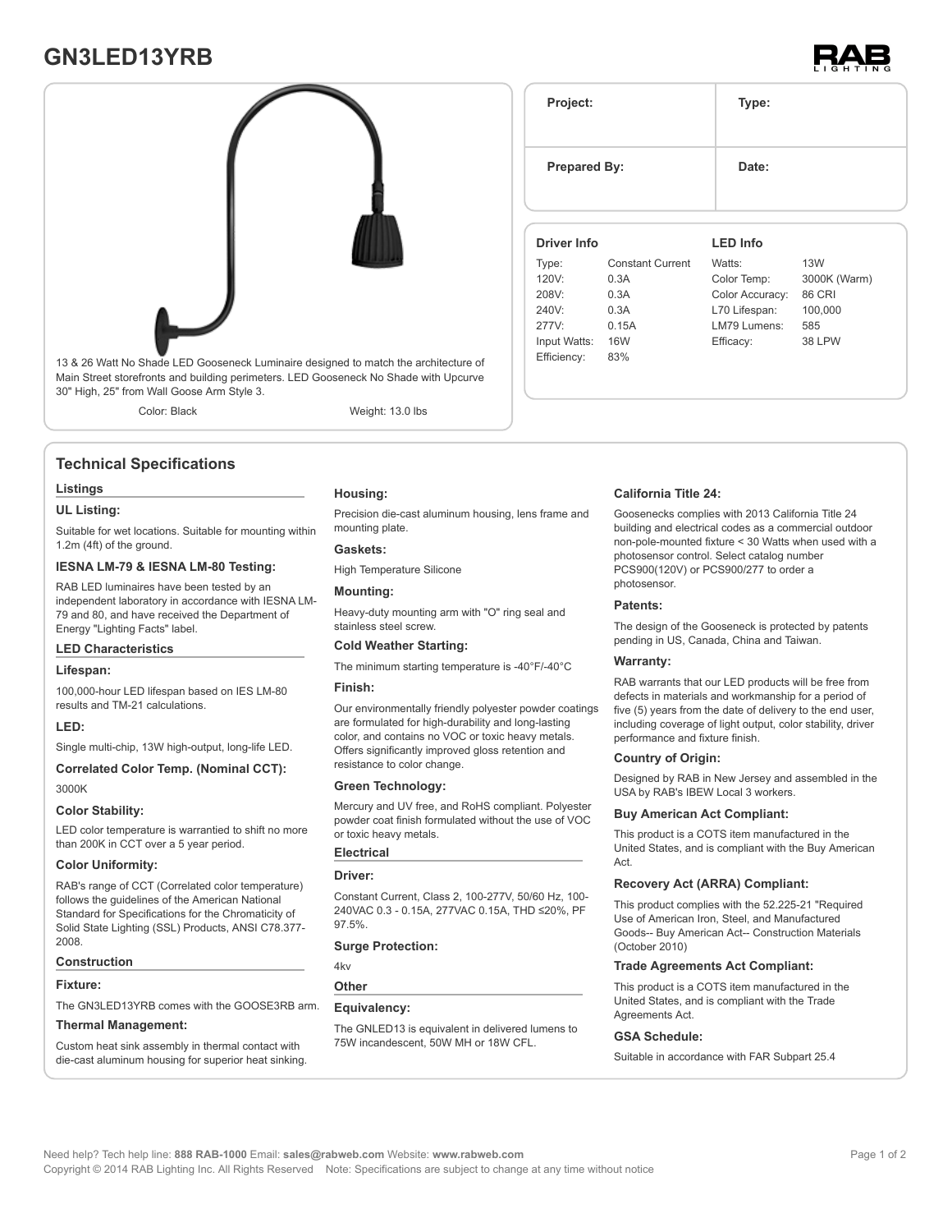# GN3LED13YRB

RAB LIGHTING

13 & 26 Watt No Shade LED Gooseneck Luminaire designed to match the architecture of Main Street storefronts and building perimeters. LED Gooseneck No Shade with Upcurve 30" High, 25" from Wall Goose Arm Style 3.

Color: Black

Weight: 13.0 lbs

| Project: | Type: |
|---|---|
| Prepared By: | Date: |

**Driver Info**

| | |
|---|---|
| Type: | Constant Current |
| 120V: | 0.3A |
| 208V: | 0.3A |
| 240V: | 0.3A |
| 277V: | 0.15A |
| Input Watts: | 16W |
| Efficiency: | 83% |

**LED Info**

| | |
|---|---|
| Watts: | 13W |
| Color Temp: | 3000K (Warm) |
| Color Accuracy: | 86 CRI |
| L70 Lifespan: | 100,000 |
| LM79 Lumens: | 585 |
| Efficacy: | 38 LPW |

## Technical Specifications

### Listings

**UL Listing:**

Suitable for wet locations. Suitable for mounting within 1.2m (4ft) of the ground.

**IESNA LM-79 & IESNA LM-80 Testing:**

RAB LED luminaires have been tested by an independent laboratory in accordance with IESNA LM-79 and 80, and have received the Department of Energy "Lighting Facts" label.

### LED Characteristics

**Lifespan:**

100,000-hour LED lifespan based on IES LM-80 results and TM-21 calculations.

**LED:**

Single multi-chip, 13W high-output, long-life LED.

**Correlated Color Temp. (Nominal CCT):**

3000K

**Color Stability:**

LED color temperature is warrantied to shift no more than 200K in CCT over a 5 year period.

**Color Uniformity:**

RAB's range of CCT (Correlated color temperature) follows the guidelines of the American National Standard for Specifications for the Chromaticity of Solid State Lighting (SSL) Products, ANSI C78.377-2008.

### Construction

**Fixture:**

The GN3LED13YRB comes with the GOOSE3RB arm.

**Thermal Management:**

Custom heat sink assembly in thermal contact with die-cast aluminum housing for superior heat sinking.

**Housing:**

Precision die-cast aluminum housing, lens frame and mounting plate.

**Gaskets:**

High Temperature Silicone

**Mounting:**

Heavy-duty mounting arm with "O" ring seal and stainless steel screw.

**Cold Weather Starting:**

The minimum starting temperature is -40°F/-40°C

**Finish:**

Our environmentally friendly polyester powder coatings are formulated for high-durability and long-lasting color, and contains no VOC or toxic heavy metals. Offers significantly improved gloss retention and resistance to color change.

**Green Technology:**

Mercury and UV free, and RoHS compliant. Polyester powder coat finish formulated without the use of VOC or toxic heavy metals.

### Electrical

**Driver:**

Constant Current, Class 2, 100-277V, 50/60 Hz, 100-240VAC 0.3 - 0.15A, 277VAC 0.15A, THD ≤20%, PF 97.5%.

**Surge Protection:**

4kv

### Other

**Equivalency:**

The GNLED13 is equivalent in delivered lumens to 75W incandescent, 50W MH or 18W CFL.

**California Title 24:**

Goosenecks complies with 2013 California Title 24 building and electrical codes as a commercial outdoor non-pole-mounted fixture < 30 Watts when used with a photosensor control. Select catalog number PCS900(120V) or PCS900/277 to order a photosensor.

**Patents:**

The design of the Gooseneck is protected by patents pending in US, Canada, China and Taiwan.

**Warranty:**

RAB warrants that our LED products will be free from defects in materials and workmanship for a period of five (5) years from the date of delivery to the end user, including coverage of light output, color stability, driver performance and fixture finish.

**Country of Origin:**

Designed by RAB in New Jersey and assembled in the USA by RAB's IBEW Local 3 workers.

**Buy American Act Compliant:**

This product is a COTS item manufactured in the United States, and is compliant with the Buy American Act.

**Recovery Act (ARRA) Compliant:**

This product complies with the 52.225-21 "Required Use of American Iron, Steel, and Manufactured Goods-- Buy American Act-- Construction Materials (October 2010)

**Trade Agreements Act Compliant:**

This product is a COTS item manufactured in the United States, and is compliant with the Trade Agreements Act.

**GSA Schedule:**

Suitable in accordance with FAR Subpart 25.4

Need help? Tech help line: **888 RAB-1000** Email: **sales@rabweb.com** Website: **www.rabweb.com**
Copyright © 2014 RAB Lighting Inc. All Rights Reserved Note: Specifications are subject to change at any time without notice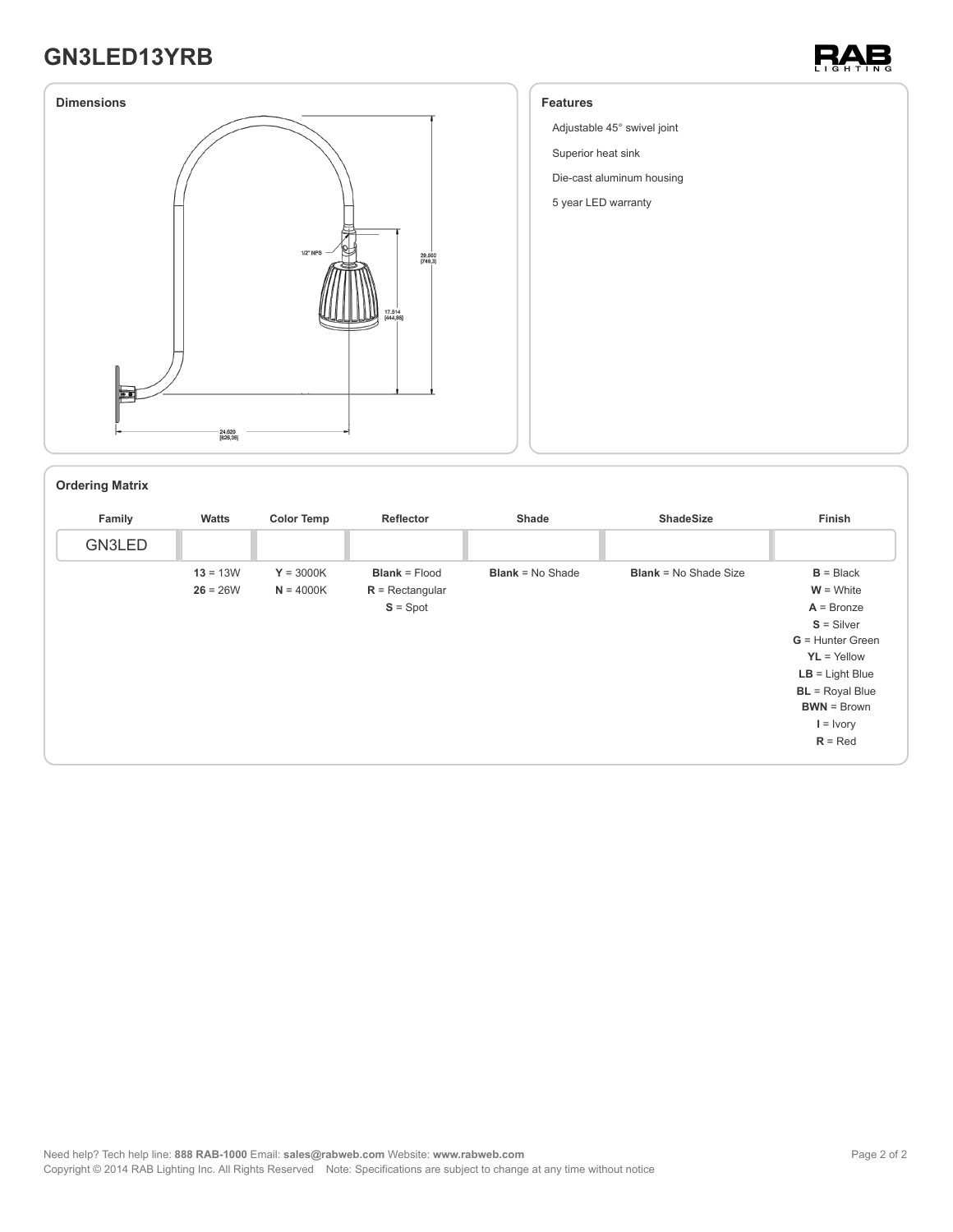# GN3LED13YRB

## Dimensions

1/2" NPS

29.500
[749,3]

17.514
[444,85]

24.620
[625,35]

## Features

- Adjustable 45° swivel joint
- Superior heat sink
- Die-cast aluminum housing
- 5 year LED warranty

## Ordering Matrix

| Family | Watts | Color Temp | Reflector | Shade | ShadeSize | Finish |
|---|---|---|---|---|---|---|
| GN3LED | | | | | | |
| | **13** = 13W | **Y** = 3000K | **Blank** = Flood | **Blank** = No Shade | **Blank** = No Shade Size | **B** = Black |
| | **26** = 26W | **N** = 4000K | **R** = Rectangular | | | **W** = White |
| | | | **S** = Spot | | | **A** = Bronze |
| | | | | | | **S** = Silver |
| | | | | | | **G** = Hunter Green |
| | | | | | | **YL** = Yellow |
| | | | | | | **LB** = Light Blue |
| | | | | | | **BL** = Royal Blue |
| | | | | | | **BWN** = Brown |
| | | | | | | **I** = Ivory |
| | | | | | | **R** = Red |

Need help? Tech help line: **888 RAB-1000** Email: **sales@rabweb.com** Website: **www.rabweb.com**
Copyright © 2014 RAB Lighting Inc. All Rights Reserved Note: Specifications are subject to change at any time without notice